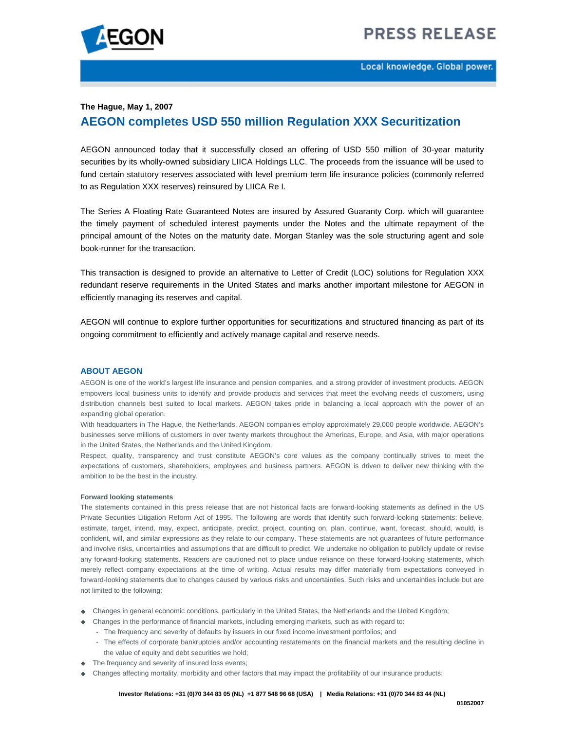PRESS RELEASE

Local knowledge. Global power.

**The Hague, May 1, 2007**

# AEGON completes USD 550 million Regulation XXX Securitization

AEGON announced today that it successfully closed an offering of USD 550 million of 30-year maturity securities by its wholly-owned subsidiary LIICA Holdings LLC. The proceeds from the issuance will be used to fund certain statutory reserves associated with level premium term life insurance policies (commonly referred to as Regulation XXX reserves) reinsured by LIICA Re I.

The Series A Floating Rate Guaranteed Notes are insured by Assured Guaranty Corp. which will guarantee the timely payment of scheduled interest payments under the Notes and the ultimate repayment of the principal amount of the Notes on the maturity date. Morgan Stanley was the sole structuring agent and sole book-runner for the transaction.

This transaction is designed to provide an alternative to Letter of Credit (LOC) solutions for Regulation XXX redundant reserve requirements in the United States and marks another important milestone for AEGON in efficiently managing its reserves and capital.

AEGON will continue to explore further opportunities for securitizations and structured financing as part of its ongoing commitment to efficiently and actively manage capital and reserve needs.

## ABOUT AEGON

AEGON is one of the world's largest life insurance and pension companies, and a strong provider of investment products. AEGON empowers local business units to identify and provide products and services that meet the evolving needs of customers, using distribution channels best suited to local markets. AEGON takes pride in balancing a local approach with the power of an expanding global operation.

With headquarters in The Hague, the Netherlands, AEGON companies employ approximately 29,000 people worldwide. AEGON's businesses serve millions of customers in over twenty markets throughout the Americas, Europe, and Asia, with major operations in the United States, the Netherlands and the United Kingdom.

Respect, quality, transparency and trust constitute AEGON's core values as the company continually strives to meet the expectations of customers, shareholders, employees and business partners. AEGON is driven to deliver new thinking with the ambition to be the best in the industry.

### Forward looking statements

The statements contained in this press release that are not historical facts are forward-looking statements as defined in the US Private Securities Litigation Reform Act of 1995. The following are words that identify such forward-looking statements: believe, estimate, target, intend, may, expect, anticipate, predict, project, counting on, plan, continue, want, forecast, should, would, is confident, will, and similar expressions as they relate to our company. These statements are not guarantees of future performance and involve risks, uncertainties and assumptions that are difficult to predict. We undertake no obligation to publicly update or revise any forward-looking statements. Readers are cautioned not to place undue reliance on these forward-looking statements, which merely reflect company expectations at the time of writing. Actual results may differ materially from expectations conveyed in forward-looking statements due to changes caused by various risks and uncertainties. Such risks and uncertainties include but are not limited to the following:

- Changes in general economic conditions, particularly in the United States, the Netherlands and the United Kingdom;
- Changes in the performance of financial markets, including emerging markets, such as with regard to:
  - The frequency and severity of defaults by issuers in our fixed income investment portfolios; and
  - The effects of corporate bankruptcies and/or accounting restatements on the financial markets and the resulting decline in the value of equity and debt securities we hold;
- The frequency and severity of insured loss events;
- Changes affecting mortality, morbidity and other factors that may impact the profitability of our insurance products;

**Investor Relations: +31 (0)70 344 83 05 (NL) +1 877 548 96 68 (USA) | Media Relations: +31 (0)70 344 83 44 (NL)**

**01052007**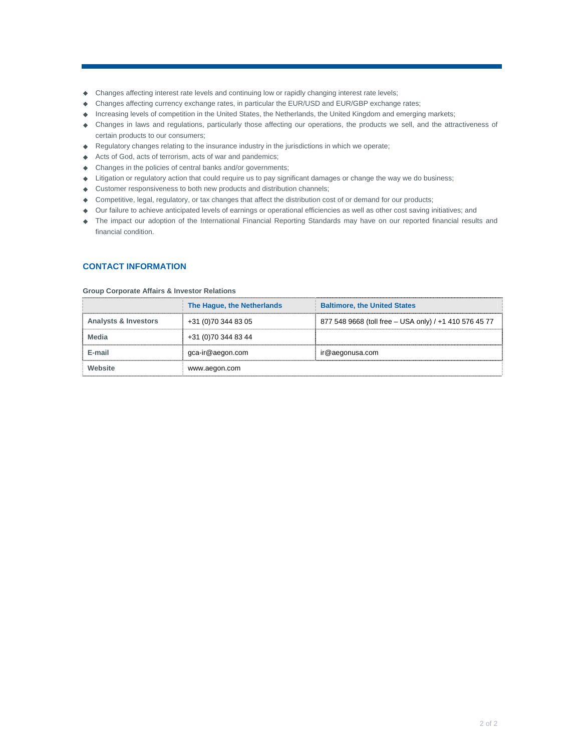- Changes affecting interest rate levels and continuing low or rapidly changing interest rate levels;
- Changes affecting currency exchange rates, in particular the EUR/USD and EUR/GBP exchange rates;
- Increasing levels of competition in the United States, the Netherlands, the United Kingdom and emerging markets;
- Changes in laws and regulations, particularly those affecting our operations, the products we sell, and the attractiveness of certain products to our consumers;
- Regulatory changes relating to the insurance industry in the jurisdictions in which we operate;
- Acts of God, acts of terrorism, acts of war and pandemics;
- Changes in the policies of central banks and/or governments;
- Litigation or regulatory action that could require us to pay significant damages or change the way we do business;
- Customer responsiveness to both new products and distribution channels;
- Competitive, legal, regulatory, or tax changes that affect the distribution cost of or demand for our products;
- Our failure to achieve anticipated levels of earnings or operational efficiencies as well as other cost saving initiatives; and
- The impact our adoption of the International Financial Reporting Standards may have on our reported financial results and financial condition.

## CONTACT INFORMATION

**Group Corporate Affairs & Investor Relations**

| | The Hague, the Netherlands | Baltimore, the United States |
|---|---|---|
| **Analysts & Investors** | +31 (0)70 344 83 05 | 877 548 9668 (toll free – USA only) / +1 410 576 45 77 |
| **Media** | +31 (0)70 344 83 44 | |
| **E-mail** | gca-ir@aegon.com | ir@aegonusa.com |
| **Website** | www.aegon.com | |